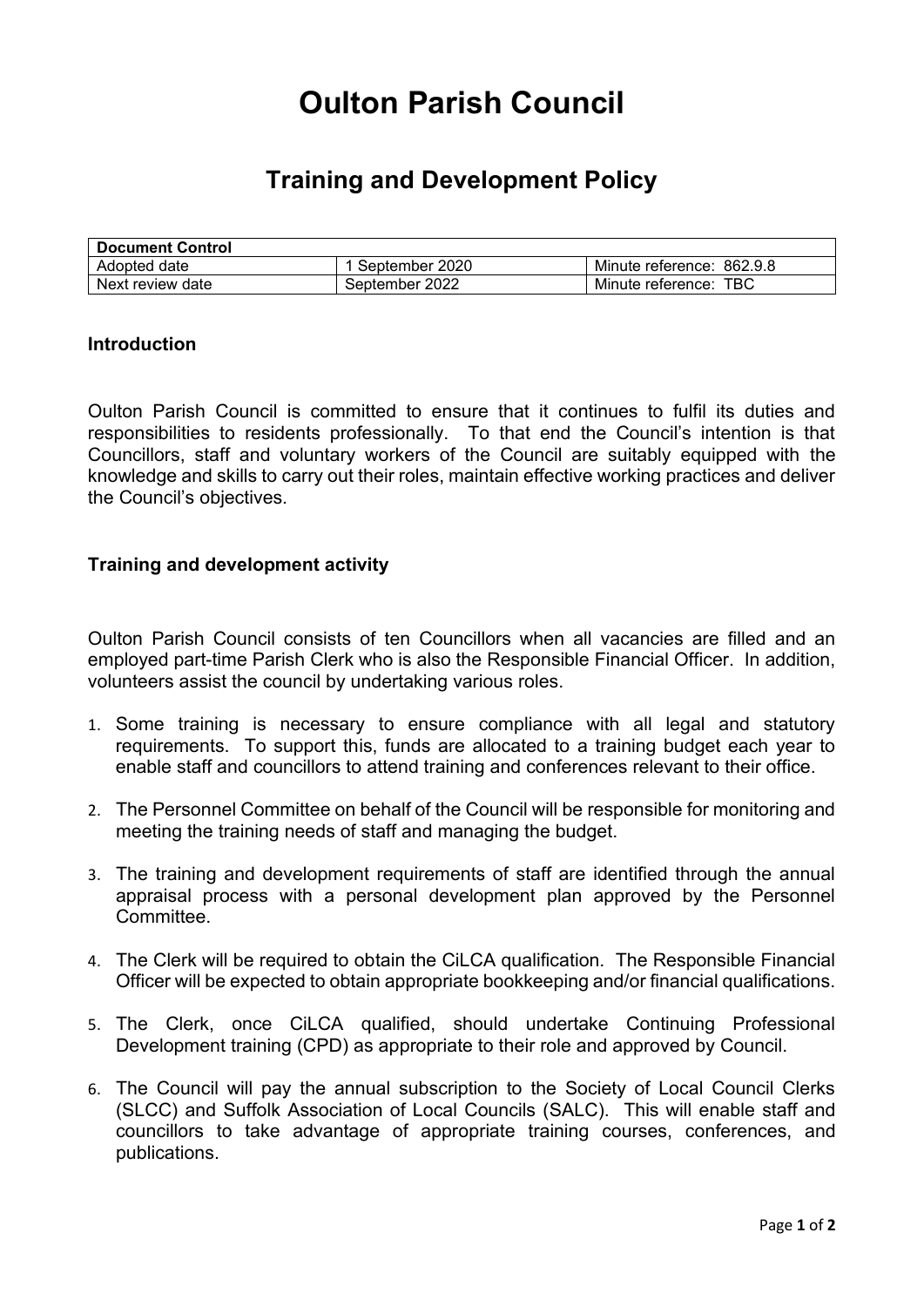# Oulton Parish Council

## Training and Development Policy

| Document Control | | |
|---|---|---|
| Adopted date | 1 September 2020 | Minute reference: 862.9.8 |
| Next review date | September 2022 | Minute reference: TBC |

### Introduction

Oulton Parish Council is committed to ensure that it continues to fulfil its duties and responsibilities to residents professionally. To that end the Council's intention is that Councillors, staff and voluntary workers of the Council are suitably equipped with the knowledge and skills to carry out their roles, maintain effective working practices and deliver the Council's objectives.

### Training and development activity

Oulton Parish Council consists of ten Councillors when all vacancies are filled and an employed part-time Parish Clerk who is also the Responsible Financial Officer. In addition, volunteers assist the council by undertaking various roles.

1. Some training is necessary to ensure compliance with all legal and statutory requirements. To support this, funds are allocated to a training budget each year to enable staff and councillors to attend training and conferences relevant to their office.

2. The Personnel Committee on behalf of the Council will be responsible for monitoring and meeting the training needs of staff and managing the budget.

3. The training and development requirements of staff are identified through the annual appraisal process with a personal development plan approved by the Personnel Committee.

4. The Clerk will be required to obtain the CiLCA qualification. The Responsible Financial Officer will be expected to obtain appropriate bookkeeping and/or financial qualifications.

5. The Clerk, once CiLCA qualified, should undertake Continuing Professional Development training (CPD) as appropriate to their role and approved by Council.

6. The Council will pay the annual subscription to the Society of Local Council Clerks (SLCC) and Suffolk Association of Local Councils (SALC). This will enable staff and councillors to take advantage of appropriate training courses, conferences, and publications.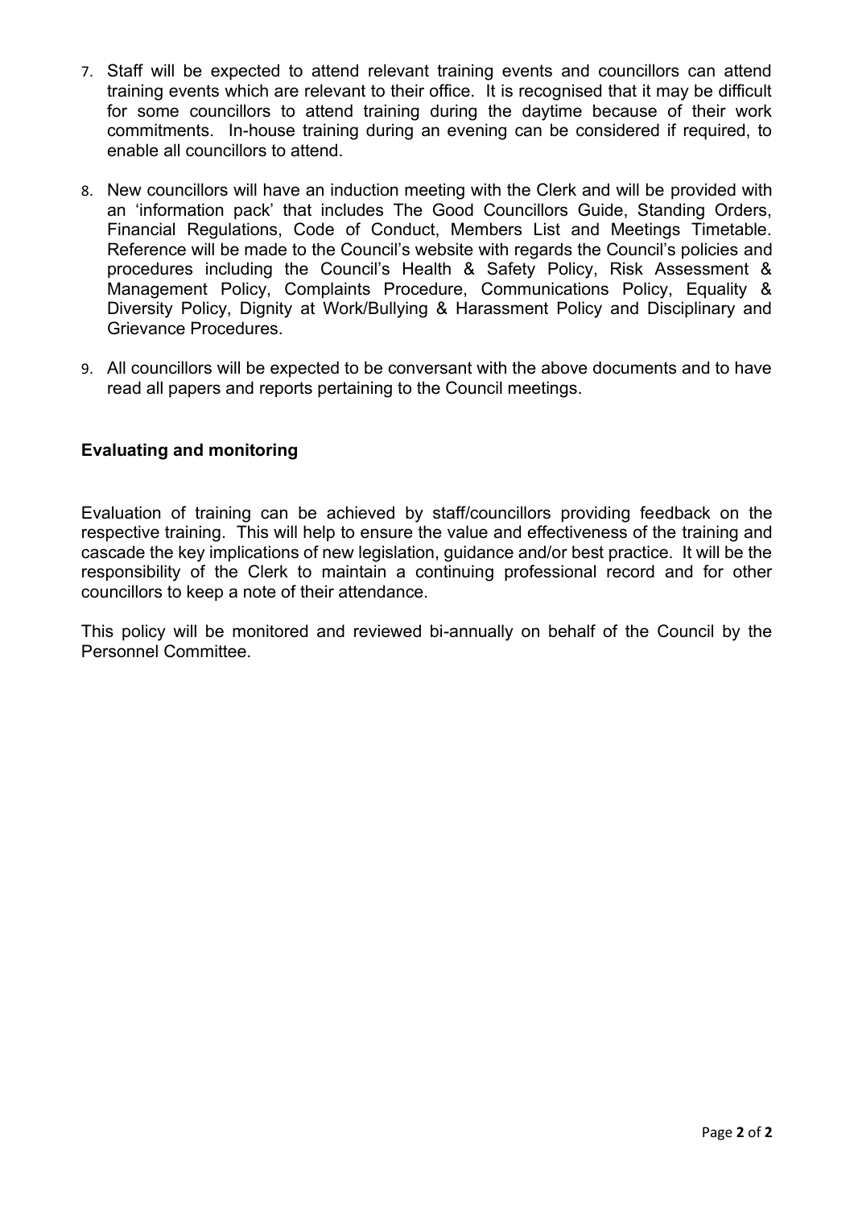7. Staff will be expected to attend relevant training events and councillors can attend training events which are relevant to their office. It is recognised that it may be difficult for some councillors to attend training during the daytime because of their work commitments. In-house training during an evening can be considered if required, to enable all councillors to attend.

8. New councillors will have an induction meeting with the Clerk and will be provided with an 'information pack' that includes The Good Councillors Guide, Standing Orders, Financial Regulations, Code of Conduct, Members List and Meetings Timetable. Reference will be made to the Council's website with regards the Council's policies and procedures including the Council's Health & Safety Policy, Risk Assessment & Management Policy, Complaints Procedure, Communications Policy, Equality & Diversity Policy, Dignity at Work/Bullying & Harassment Policy and Disciplinary and Grievance Procedures.

9. All councillors will be expected to be conversant with the above documents and to have read all papers and reports pertaining to the Council meetings.

**Evaluating and monitoring**

Evaluation of training can be achieved by staff/councillors providing feedback on the respective training. This will help to ensure the value and effectiveness of the training and cascade the key implications of new legislation, guidance and/or best practice. It will be the responsibility of the Clerk to maintain a continuing professional record and for other councillors to keep a note of their attendance.

This policy will be monitored and reviewed bi-annually on behalf of the Council by the Personnel Committee.